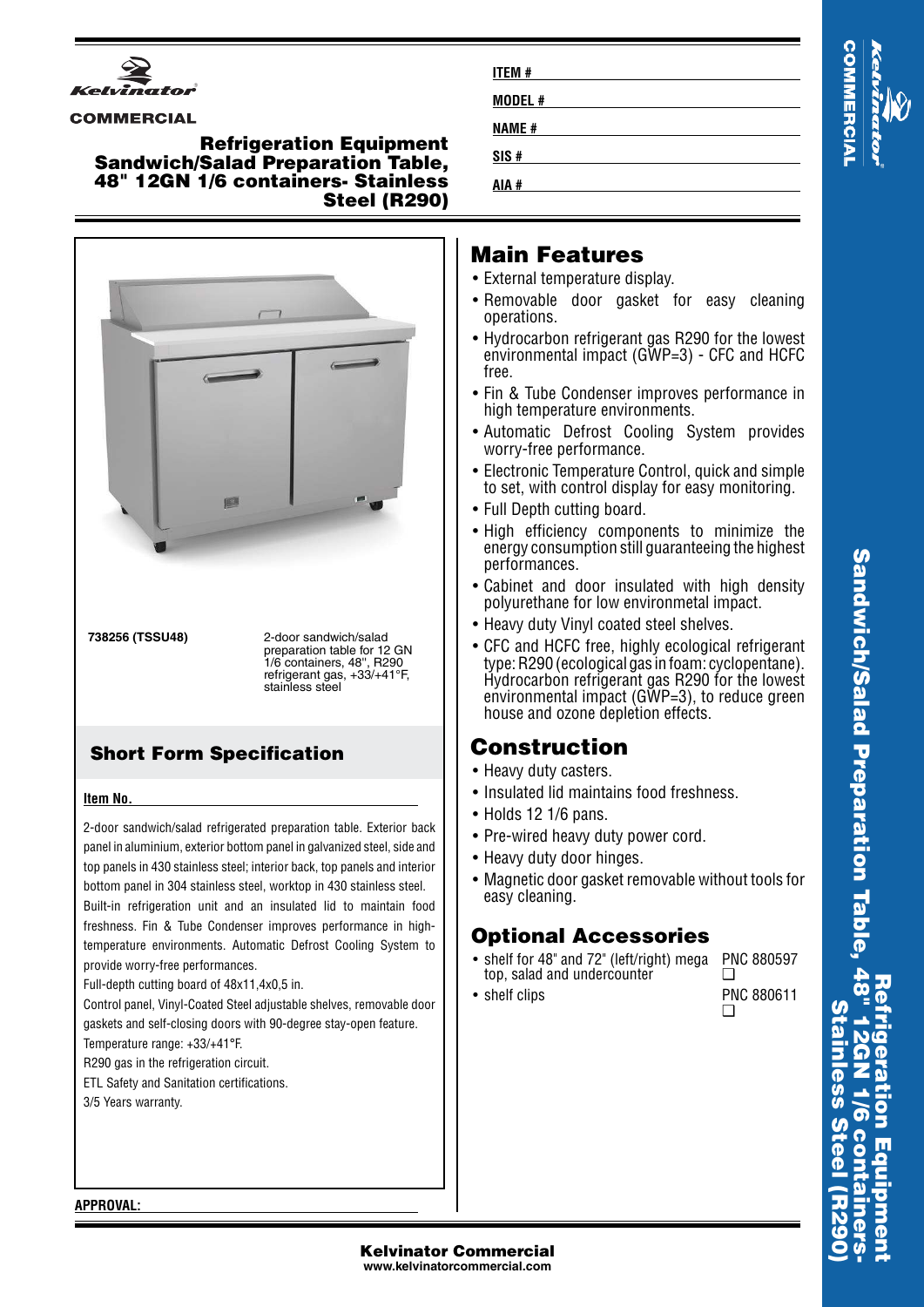**Kelvinator COMMERCIAL**

# Refrigeration Equipment Sandwich/Salad Preparation Table, 48" 12GN 1/6 containers- Stainless Steel (R290)

**ITEM #**

**MODEL #**

**NAME #**

**SIS #**

**AIA #**

**738256 (TSSU48)** — 2-door sandwich/salad preparation table for 12 GN 1/6 containers, 48", R290 refrigerant gas, +33/+41°F, stainless steel

## Short Form Specification

**Item No.**

2-door sandwich/salad refrigerated preparation table. Exterior back panel in aluminium, exterior bottom panel in galvanized steel, side and top panels in 430 stainless steel; interior back, top panels and interior bottom panel in 304 stainless steel, worktop in 430 stainless steel. Built-in refrigeration unit and an insulated lid to maintain food freshness. Fin & Tube Condenser improves performance in high-temperature environments. Automatic Defrost Cooling System to provide worry-free performances.

Full-depth cutting board of 48x11,4x0,5 in.

Control panel, Vinyl-Coated Steel adjustable shelves, removable door gaskets and self-closing doors with 90-degree stay-open feature.

Temperature range: +33/+41°F.

R290 gas in the refrigeration circuit.

ETL Safety and Sanitation certifications.

3/5 Years warranty.

**APPROVAL:**

## Main Features

- External temperature display.
- Removable door gasket for easy cleaning operations.
- Hydrocarbon refrigerant gas R290 for the lowest environmental impact (GWP=3) - CFC and HCFC free.
- Fin & Tube Condenser improves performance in high temperature environments.
- Automatic Defrost Cooling System provides worry-free performance.
- Electronic Temperature Control, quick and simple to set, with control display for easy monitoring.
- Full Depth cutting board.
- High efficiency components to minimize the energy consumption still guaranteeing the highest performances.
- Cabinet and door insulated with high density polyurethane for low environmetal impact.
- Heavy duty Vinyl coated steel shelves.
- CFC and HCFC free, highly ecological refrigerant type: R290 (ecological gas in foam: cyclopentane). Hydrocarbon refrigerant gas R290 for the lowest environmental impact (GWP=3), to reduce green house and ozone depletion effects.

## Construction

- Heavy duty casters.
- Insulated lid maintains food freshness.
- Holds 12 1/6 pans.
- Pre-wired heavy duty power cord.
- Heavy duty door hinges.
- Magnetic door gasket removable without tools for easy cleaning.

## Optional Accessories

- shelf for 48" and 72" (left/right) mega top, salad and undercounter — PNC 880597 ❑
- shelf clips — PNC 880611 ❑

**Kelvinator Commercial**
www.kelvinatorcommercial.com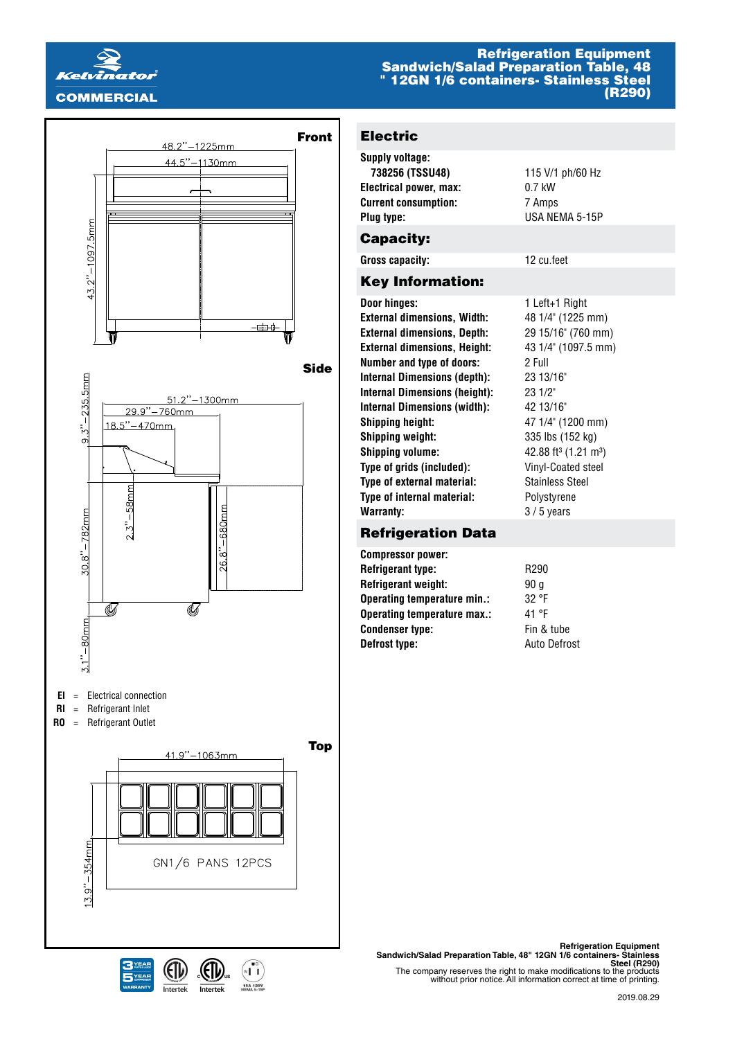# Refrigeration Equipment
## Sandwich/Salad Preparation Table, 48 " 12GN 1/6 containers- Stainless Steel (R290)

Kelvinator COMMERCIAL

**Front**

48.2"–1225mm
44.5"–1130mm
43.2"–1097.5mm

**Side**

51.2"–1300mm
29.9"–760mm
18.5"–470mm
9.3"–235.5mm
2.3"–58mm
30.8"–782mm
26.8"–680mm
3.1"–80mm

**EI** = Electrical connection
**RI** = Refrigerant Inlet
**RO** = Refrigerant Outlet

**Top**

41.9"–1063mm
13.9"–354mm
GN1/6 PANS 12PCS

## Electric

| | |
|---|---|
| **Supply voltage:** | |
| **738256 (TSSU48)** | 115 V/1 ph/60 Hz |
| **Electrical power, max:** | 0.7 kW |
| **Current consumption:** | 7 Amps |
| **Plug type:** | USA NEMA 5-15P |

## Capacity:

| | |
|---|---|
| **Gross capacity:** | 12 cu.feet |

## Key Information:

| | |
|---|---|
| **Door hinges:** | 1 Left+1 Right |
| **External dimensions, Width:** | 48 1/4" (1225 mm) |
| **External dimensions, Depth:** | 29 15/16" (760 mm) |
| **External dimensions, Height:** | 43 1/4" (1097.5 mm) |
| **Number and type of doors:** | 2 Full |
| **Internal Dimensions (depth):** | 23 13/16" |
| **Internal Dimensions (height):** | 23 1/2" |
| **Internal Dimensions (width):** | 42 13/16" |
| **Shipping height:** | 47 1/4" (1200 mm) |
| **Shipping weight:** | 335 lbs (152 kg) |
| **Shipping volume:** | 42.88 ft³ (1.21 m³) |
| **Type of grids (included):** | Vinyl-Coated steel |
| **Type of external material:** | Stainless Steel |
| **Type of internal material:** | Polystyrene |
| **Warranty:** | 3 / 5 years |

## Refrigeration Data

| | |
|---|---|
| **Compressor power:** | |
| **Refrigerant type:** | R290 |
| **Refrigerant weight:** | 90 g |
| **Operating temperature min.:** | 32 °F |
| **Operating temperature max.:** | 41 °F |
| **Condenser type:** | Fin & tube |
| **Defrost type:** | Auto Defrost |

3 YEAR PARTS & LABOR · 5 YEAR COMPRESSOR WARRANTY · Intertek · Intertek · 15A 125V NEMA 5-15P

**Refrigeration Equipment**
**Sandwich/Salad Preparation Table, 48" 12GN 1/6 containers- Stainless Steel (R290)**
The company reserves the right to make modifications to the products without prior notice. All information correct at time of printing.

2019.08.29